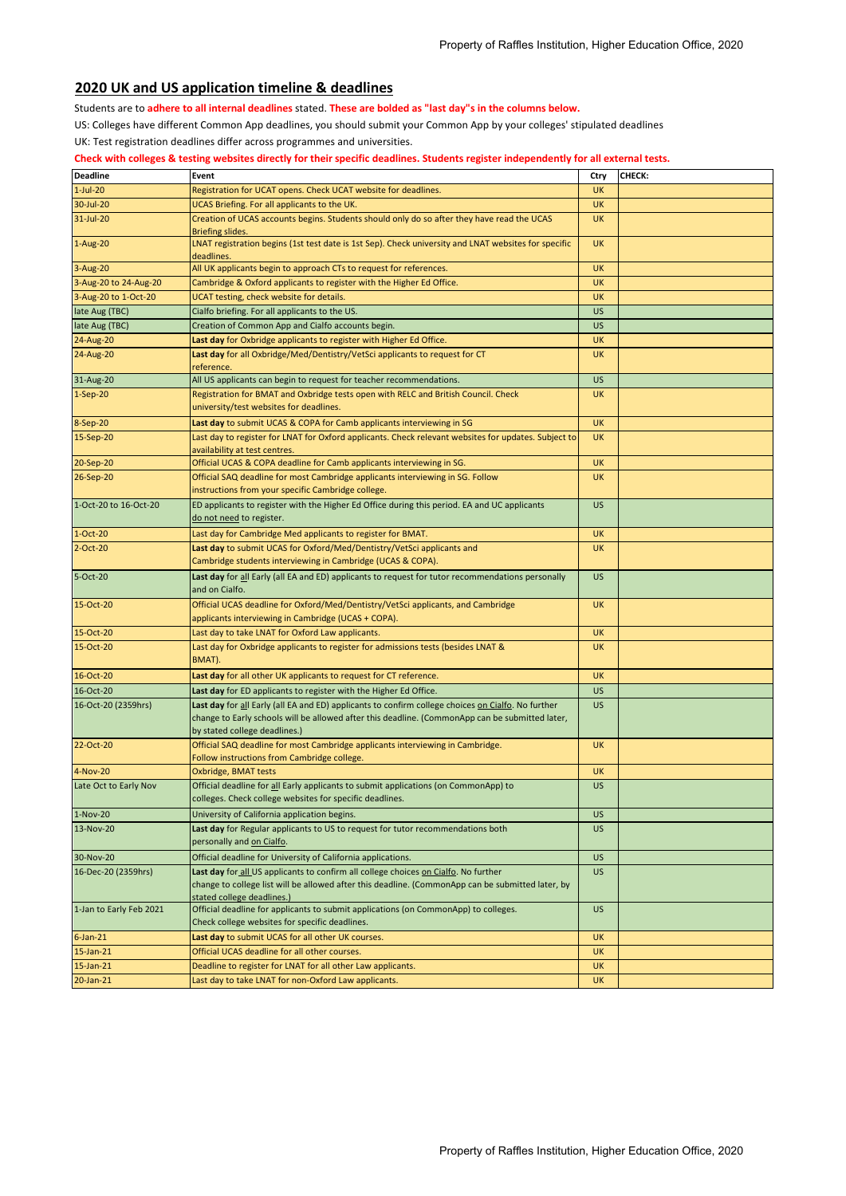## 2020 UK and US application timeline & deadlines

Students are to **adhere to all internal deadlines** stated. **These are bolded as "last day"s in the columns below.**

US: Colleges have different Common App deadlines, you should submit your Common App by your colleges' stipulated deadlines

UK: Test registration deadlines differ across programmes and universities.

**Check with colleges & testing websites directly for their specific deadlines. Students register independently for all external tests.**

| Deadline | Event | Ctry | CHECK: |
|---|---|---|---|
| 1-Jul-20 | Registration for UCAT opens. Check UCAT website for deadlines. | UK | |
| 30-Jul-20 | UCAS Briefing. For all applicants to the UK. | UK | |
| 31-Jul-20 | Creation of UCAS accounts begins. Students should only do so after they have read the UCAS Briefing slides. | UK | |
| 1-Aug-20 | LNAT registration begins (1st test date is 1st Sep). Check university and LNAT websites for specific deadlines. | UK | |
| 3-Aug-20 | All UK applicants begin to approach CTs to request for references. | UK | |
| 3-Aug-20 to 24-Aug-20 | Cambridge & Oxford applicants to register with the Higher Ed Office. | UK | |
| 3-Aug-20 to 1-Oct-20 | UCAT testing, check website for details. | UK | |
| late Aug (TBC) | Cialfo briefing. For all applicants to the US. | US | |
| late Aug (TBC) | Creation of Common App and Cialfo accounts begin. | US | |
| 24-Aug-20 | **Last day** for Oxbridge applicants to register with Higher Ed Office. | UK | |
| 24-Aug-20 | **Last day** for all Oxbridge/Med/Dentistry/VetSci applicants to request for CT reference. | UK | |
| 31-Aug-20 | All US applicants can begin to request for teacher recommendations. | US | |
| 1-Sep-20 | Registration for BMAT and Oxbridge tests open with RELC and British Council. Check university/test websites for deadlines. | UK | |
| 8-Sep-20 | **Last day** to submit UCAS & COPA for Camb applicants interviewing in SG | UK | |
| 15-Sep-20 | Last day to register for LNAT for Oxford applicants. Check relevant websites for updates. Subject to availability at test centres. | UK | |
| 20-Sep-20 | Official UCAS & COPA deadline for Camb applicants interviewing in SG. | UK | |
| 26-Sep-20 | Official SAQ deadline for most Cambridge applicants interviewing in SG. Follow instructions from your specific Cambridge college. | UK | |
| 1-Oct-20 to 16-Oct-20 | ED applicants to register with the Higher Ed Office during this period. EA and UC applicants do not need to register. | US | |
| 1-Oct-20 | Last day for Cambridge Med applicants to register for BMAT. | UK | |
| 2-Oct-20 | **Last day** to submit UCAS for Oxford/Med/Dentistry/VetSci applicants and Cambridge students interviewing in Cambridge (UCAS & COPA). | UK | |
| 5-Oct-20 | **Last day** for all Early (all EA and ED) applicants to request for tutor recommendations personally and on Cialfo. | US | |
| 15-Oct-20 | Official UCAS deadline for Oxford/Med/Dentistry/VetSci applicants, and Cambridge applicants interviewing in Cambridge (UCAS + COPA). | UK | |
| 15-Oct-20 | Last day to take LNAT for Oxford Law applicants. | UK | |
| 15-Oct-20 | Last day for Oxbridge applicants to register for admissions tests (besides LNAT & BMAT). | UK | |
| 16-Oct-20 | **Last day** for all other UK applicants to request for CT reference. | UK | |
| 16-Oct-20 | **Last day** for ED applicants to register with the Higher Ed Office. | US | |
| 16-Oct-20 (2359hrs) | **Last day** for all Early (all EA and ED) applicants to confirm college choices on Cialfo. No further change to Early schools will be allowed after this deadline. (CommonApp can be submitted later, by stated college deadlines.) | US | |
| 22-Oct-20 | Official SAQ deadline for most Cambridge applicants interviewing in Cambridge. Follow instructions from Cambridge college. | UK | |
| 4-Nov-20 | Oxbridge, BMAT tests | UK | |
| Late Oct to Early Nov | Official deadline for all Early applicants to submit applications (on CommonApp) to colleges. Check college websites for specific deadlines. | US | |
| 1-Nov-20 | University of California application begins. | US | |
| 13-Nov-20 | **Last day** for Regular applicants to US to request for tutor recommendations both personally and on Cialfo. | US | |
| 30-Nov-20 | Official deadline for University of California applications. | US | |
| 16-Dec-20 (2359hrs) | **Last day** for all US applicants to confirm all college choices on Cialfo. No further change to college list will be allowed after this deadline. (CommonApp can be submitted later, by stated college deadlines.) | US | |
| 1-Jan to Early Feb 2021 | Official deadline for applicants to submit applications (on CommonApp) to colleges. Check college websites for specific deadlines. | US | |
| 6-Jan-21 | **Last day** to submit UCAS for all other UK courses. | UK | |
| 15-Jan-21 | Official UCAS deadline for all other courses. | UK | |
| 15-Jan-21 | Deadline to register for LNAT for all other Law applicants. | UK | |
| 20-Jan-21 | Last day to take LNAT for non-Oxford Law applicants. | UK | |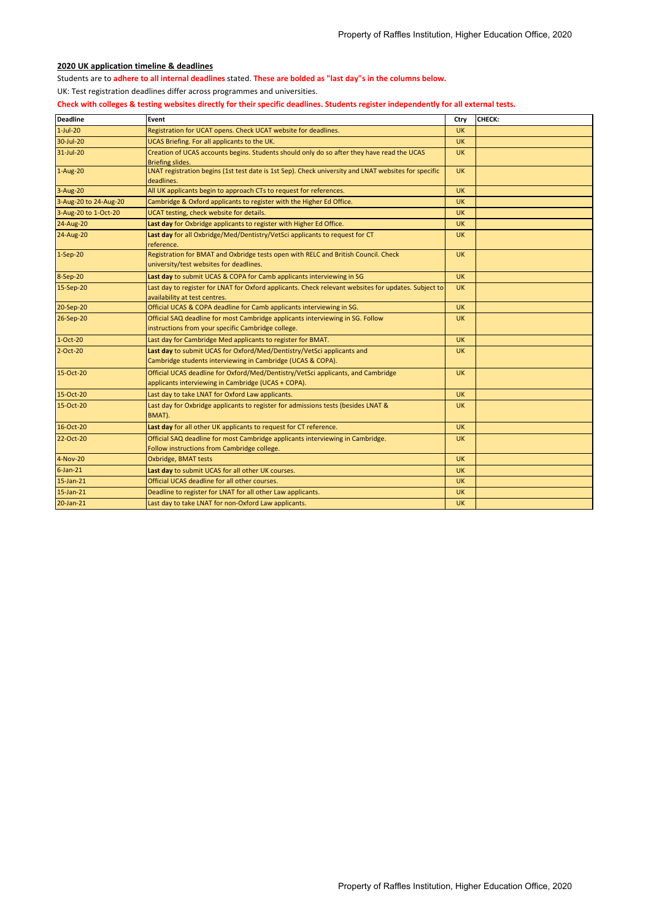## 2020 UK application timeline & deadlines

Students are to **adhere to all internal deadlines** stated. **These are bolded as "last day"s in the columns below.**

UK: Test registration deadlines differ across programmes and universities.

**Check with colleges & testing websites directly for their specific deadlines. Students register independently for all external tests.**

| Deadline | Event | Ctry | CHECK: |
|---|---|---|---|
| 1-Jul-20 | Registration for UCAT opens. Check UCAT website for deadlines. | UK | |
| 30-Jul-20 | UCAS Briefing. For all applicants to the UK. | UK | |
| 31-Jul-20 | Creation of UCAS accounts begins. Students should only do so after they have read the UCAS Briefing slides. | UK | |
| 1-Aug-20 | LNAT registration begins (1st test date is 1st Sep). Check university and LNAT websites for specific deadlines. | UK | |
| 3-Aug-20 | All UK applicants begin to approach CTs to request for references. | UK | |
| 3-Aug-20 to 24-Aug-20 | Cambridge & Oxford applicants to register with the Higher Ed Office. | UK | |
| 3-Aug-20 to 1-Oct-20 | UCAT testing, check website for details. | UK | |
| 24-Aug-20 | **Last day** for Oxbridge applicants to register with Higher Ed Office. | UK | |
| 24-Aug-20 | **Last day** for all Oxbridge/Med/Dentistry/VetSci applicants to request for CT reference. | UK | |
| 1-Sep-20 | Registration for BMAT and Oxbridge tests open with RELC and British Council. Check university/test websites for deadlines. | UK | |
| 8-Sep-20 | **Last day** to submit UCAS & COPA for Camb applicants interviewing in SG | UK | |
| 15-Sep-20 | Last day to register for LNAT for Oxford applicants. Check relevant websites for updates. Subject to availability at test centres. | UK | |
| 20-Sep-20 | Official UCAS & COPA deadline for Camb applicants interviewing in SG. | UK | |
| 26-Sep-20 | Official SAQ deadline for most Cambridge applicants interviewing in SG. Follow instructions from your specific Cambridge college. | UK | |
| 1-Oct-20 | Last day for Cambridge Med applicants to register for BMAT. | UK | |
| 2-Oct-20 | **Last day** to submit UCAS for Oxford/Med/Dentistry/VetSci applicants and Cambridge students interviewing in Cambridge (UCAS & COPA). | UK | |
| 15-Oct-20 | Official UCAS deadline for Oxford/Med/Dentistry/VetSci applicants, and Cambridge applicants interviewing in Cambridge (UCAS + COPA). | UK | |
| 15-Oct-20 | Last day to take LNAT for Oxford Law applicants. | UK | |
| 15-Oct-20 | Last day for Oxbridge applicants to register for admissions tests (besides LNAT & BMAT). | UK | |
| 16-Oct-20 | **Last day** for all other UK applicants to request for CT reference. | UK | |
| 22-Oct-20 | Official SAQ deadline for most Cambridge applicants interviewing in Cambridge. Follow instructions from Cambridge college. | UK | |
| 4-Nov-20 | Oxbridge, BMAT tests | UK | |
| 6-Jan-21 | **Last day** to submit UCAS for all other UK courses. | UK | |
| 15-Jan-21 | Official UCAS deadline for all other courses. | UK | |
| 15-Jan-21 | Deadline to register for LNAT for all other Law applicants. | UK | |
| 20-Jan-21 | Last day to take LNAT for non-Oxford Law applicants. | UK | |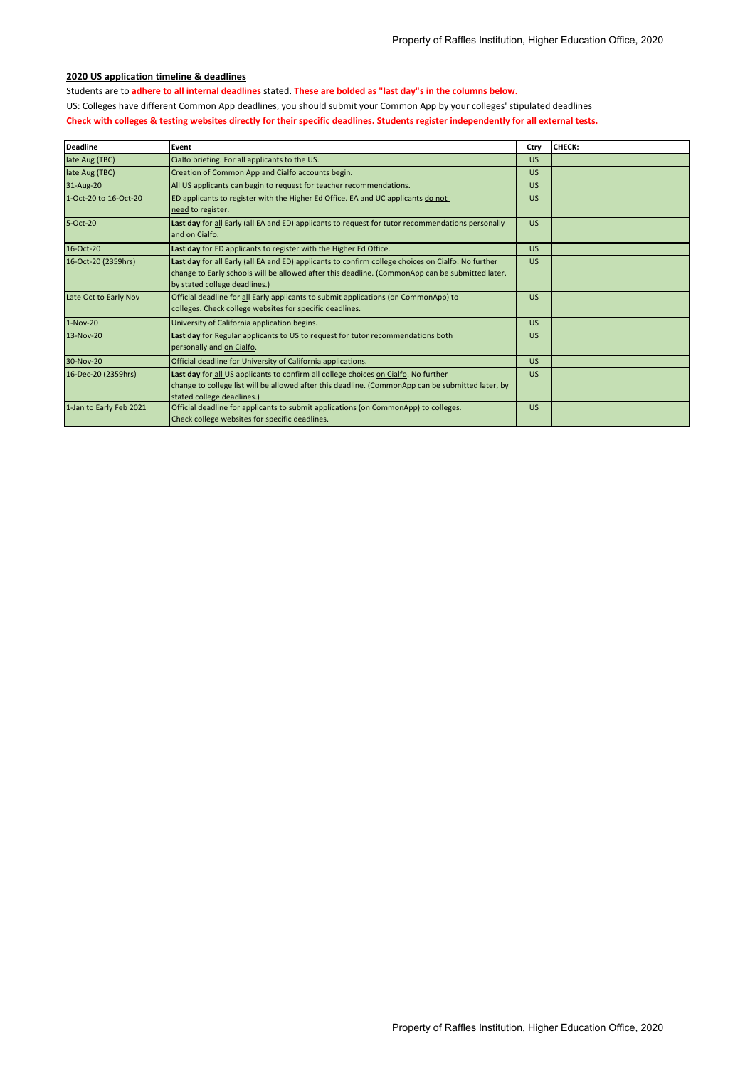**2020 US application timeline & deadlines**

Students are to **adhere to all internal deadlines** stated. **These are bolded as "last day"s in the columns below.**

US: Colleges have different Common App deadlines, you should submit your Common App by your colleges' stipulated deadlines

**Check with colleges & testing websites directly for their specific deadlines. Students register independently for all external tests.**

| Deadline | Event | Ctry | CHECK: |
|---|---|---|---|
| late Aug (TBC) | Cialfo briefing. For all applicants to the US. | US | |
| late Aug (TBC) | Creation of Common App and Cialfo accounts begin. | US | |
| 31-Aug-20 | All US applicants can begin to request for teacher recommendations. | US | |
| 1-Oct-20 to 16-Oct-20 | ED applicants to register with the Higher Ed Office. EA and UC applicants do not need to register. | US | |
| 5-Oct-20 | **Last day** for all Early (all EA and ED) applicants to request for tutor recommendations personally and on Cialfo. | US | |
| 16-Oct-20 | **Last day** for ED applicants to register with the Higher Ed Office. | US | |
| 16-Oct-20 (2359hrs) | **Last day** for all Early (all EA and ED) applicants to confirm college choices on Cialfo. No further change to Early schools will be allowed after this deadline. (CommonApp can be submitted later, by stated college deadlines.) | US | |
| Late Oct to Early Nov | Official deadline for all Early applicants to submit applications (on CommonApp) to colleges. Check college websites for specific deadlines. | US | |
| 1-Nov-20 | University of California application begins. | US | |
| 13-Nov-20 | **Last day** for Regular applicants to US to request for tutor recommendations both personally and on Cialfo. | US | |
| 30-Nov-20 | Official deadline for University of California applications. | US | |
| 16-Dec-20 (2359hrs) | **Last day** for all US applicants to confirm all college choices on Cialfo. No further change to college list will be allowed after this deadline. (CommonApp can be submitted later, by stated college deadlines.) | US | |
| 1-Jan to Early Feb 2021 | Official deadline for applicants to submit applications (on CommonApp) to colleges. Check college websites for specific deadlines. | US | |